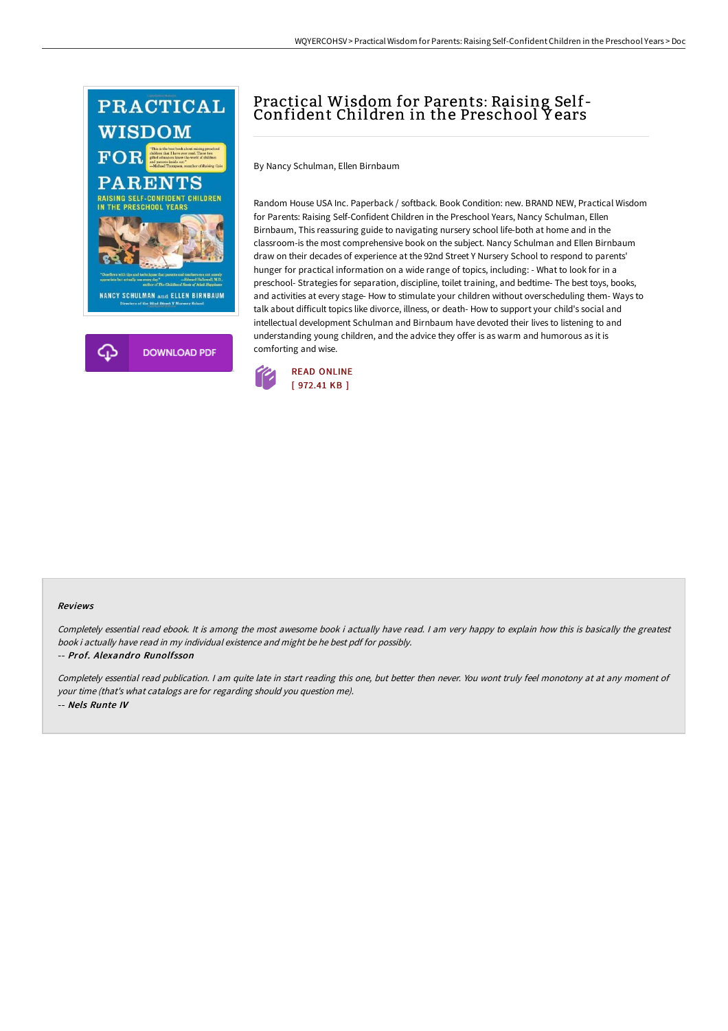# Practical Wisdom for Parents: Raising Self-Confident Children in the Preschool Years

By Nancy Schulman, Ellen Birnbaum

Random House USA Inc. Paperback / softback. Book Condition: new. BRAND NEW, Practical Wisdom for Parents: Raising Self-Confident Children in the Preschool Years, Nancy Schulman, Ellen Birnbaum, This reassuring guide to navigating nursery school life-both at home and in the classroom-is the most comprehensive book on the subject. Nancy Schulman and Ellen Birnbaum draw on their decades of experience at the 92nd Street Y Nursery School to respond to parents' hunger for practical information on a wide range of topics, including: - What to look for in a preschool- Strategies for separation, discipline, toilet training, and bedtime- The best toys, books, and activities at every stage- How to stimulate your children without overscheduling them- Ways to talk about difficult topics like divorce, illness, or death- How to support your child's social and intellectual development Schulman and Birnbaum have devoted their lives to listening to and understanding young children, and the advice they offer is as warm and humorous as it is comforting and wise.

DOWNLOAD PDF

READ ONLINE
[ 972.41 KB ]

## Reviews

*Completely essential read ebook. It is among the most awesome book i actually have read. I am very happy to explain how this is basically the greatest book i actually have read in my individual existence and might be he best pdf for possibly.*

-- ***Prof. Alexandro Runolfsson***

*Completely essential read publication. I am quite late in start reading this one, but better then never. You wont truly feel monotony at at any moment of your time (that's what catalogs are for regarding should you question me).*

-- ***Nels Runte IV***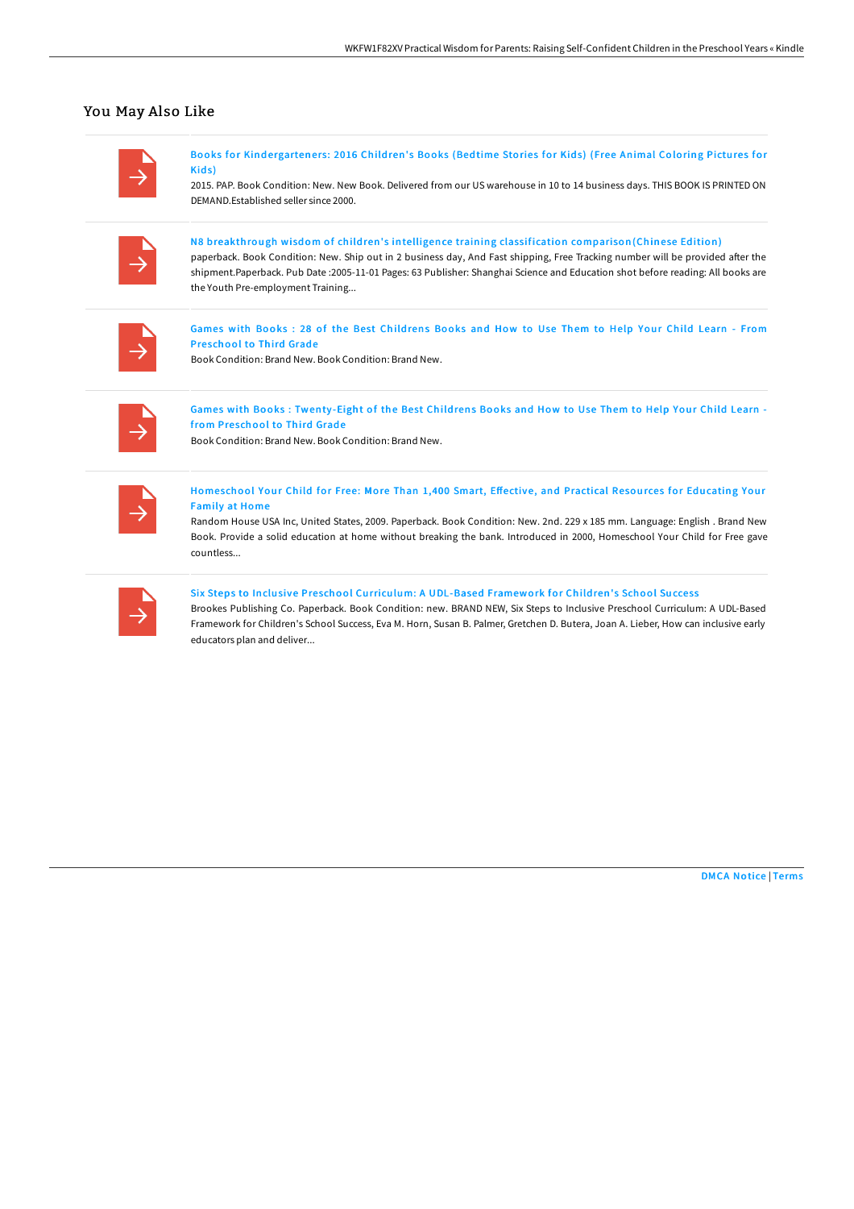## You May Also Like

**Books for Kindergarteners: 2016 Children's Books (Bedtime Stories for Kids) (Free Animal Coloring Pictures for Kids)**

2015. PAP. Book Condition: New. New Book. Delivered from our US warehouse in 10 to 14 business days. THIS BOOK IS PRINTED ON DEMAND.Established seller since 2000.

**N8 breakthrough wisdom of children's intelligence training classification comparison(Chinese Edition)**

paperback. Book Condition: New. Ship out in 2 business day, And Fast shipping, Free Tracking number will be provided after the shipment.Paperback. Pub Date :2005-11-01 Pages: 63 Publisher: Shanghai Science and Education shot before reading: All books are the Youth Pre-employment Training...

**Games with Books : 28 of the Best Childrens Books and How to Use Them to Help Your Child Learn - From Preschool to Third Grade**

Book Condition: Brand New. Book Condition: Brand New.

**Games with Books : Twenty-Eight of the Best Childrens Books and How to Use Them to Help Your Child Learn - from Preschool to Third Grade**

Book Condition: Brand New. Book Condition: Brand New.

**Homeschool Your Child for Free: More Than 1,400 Smart, Effective, and Practical Resources for Educating Your Family at Home**

Random House USA Inc, United States, 2009. Paperback. Book Condition: New. 2nd. 229 x 185 mm. Language: English . Brand New Book. Provide a solid education at home without breaking the bank. Introduced in 2000, Homeschool Your Child for Free gave countless...

**Six Steps to Inclusive Preschool Curriculum: A UDL-Based Framework for Children's School Success**

Brookes Publishing Co. Paperback. Book Condition: new. BRAND NEW, Six Steps to Inclusive Preschool Curriculum: A UDL-Based Framework for Children's School Success, Eva M. Horn, Susan B. Palmer, Gretchen D. Butera, Joan A. Lieber, How can inclusive early educators plan and deliver...